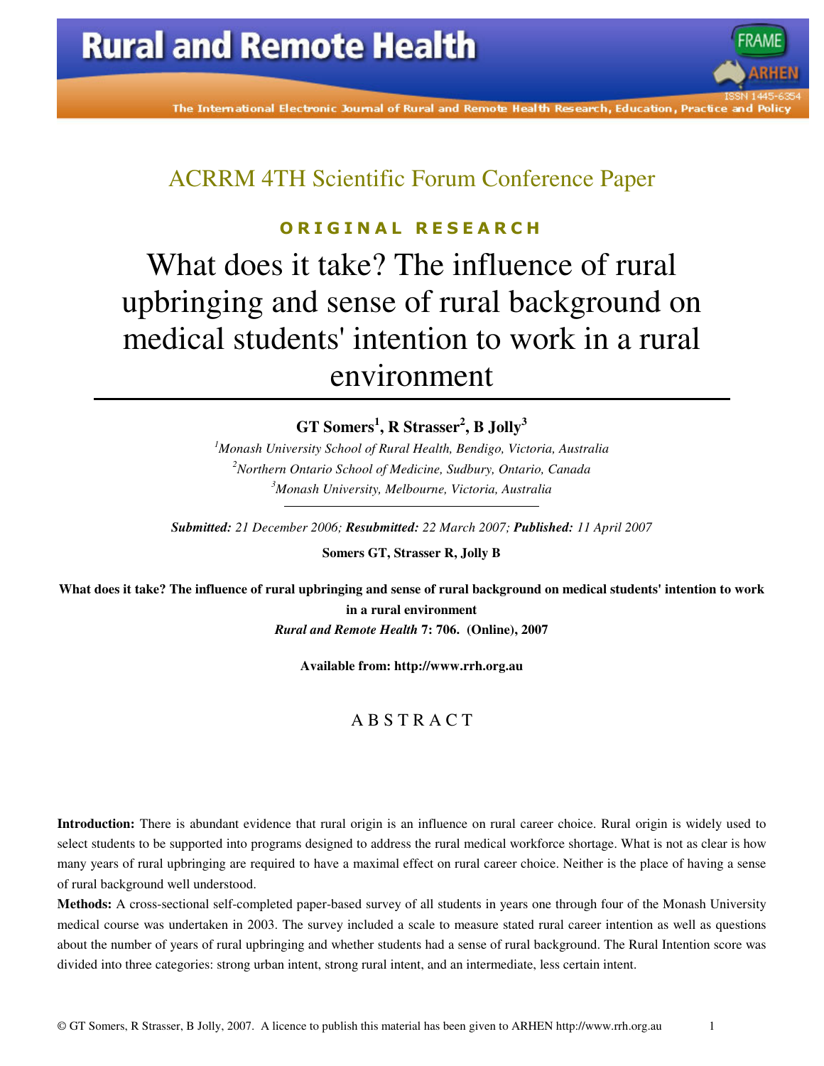ACRRM 4TH Scientific Forum Conference Paper

**ORIGINAL RESEARCH**

# What does it take? The influence of rural upbringing and sense of rural background on medical students' intention to work in a rural environment

**GT Somers[1], R Strasser[2], B Jolly[3]**

[1]*Monash University School of Rural Health, Bendigo, Victoria, Australia*
[2]*Northern Ontario School of Medicine, Sudbury, Ontario, Canada*
[3]*Monash University, Melbourne, Victoria, Australia*

***Submitted:** 21 December 2006; **Resubmitted:** 22 March 2007; **Published:** 11 April 2007*

**Somers GT, Strasser R, Jolly B**

**What does it take? The influence of rural upbringing and sense of rural background on medical students' intention to work in a rural environment**
***Rural and Remote Health* 7: 706. (Online), 2007**

**Available from: http://www.rrh.org.au**

## ABSTRACT

**Introduction:** There is abundant evidence that rural origin is an influence on rural career choice. Rural origin is widely used to select students to be supported into programs designed to address the rural medical workforce shortage. What is not as clear is how many years of rural upbringing are required to have a maximal effect on rural career choice. Neither is the place of having a sense of rural background well understood.

**Methods:** A cross-sectional self-completed paper-based survey of all students in years one through four of the Monash University medical course was undertaken in 2003. The survey included a scale to measure stated rural career intention as well as questions about the number of years of rural upbringing and whether students had a sense of rural background. The Rural Intention score was divided into three categories: strong urban intent, strong rural intent, and an intermediate, less certain intent.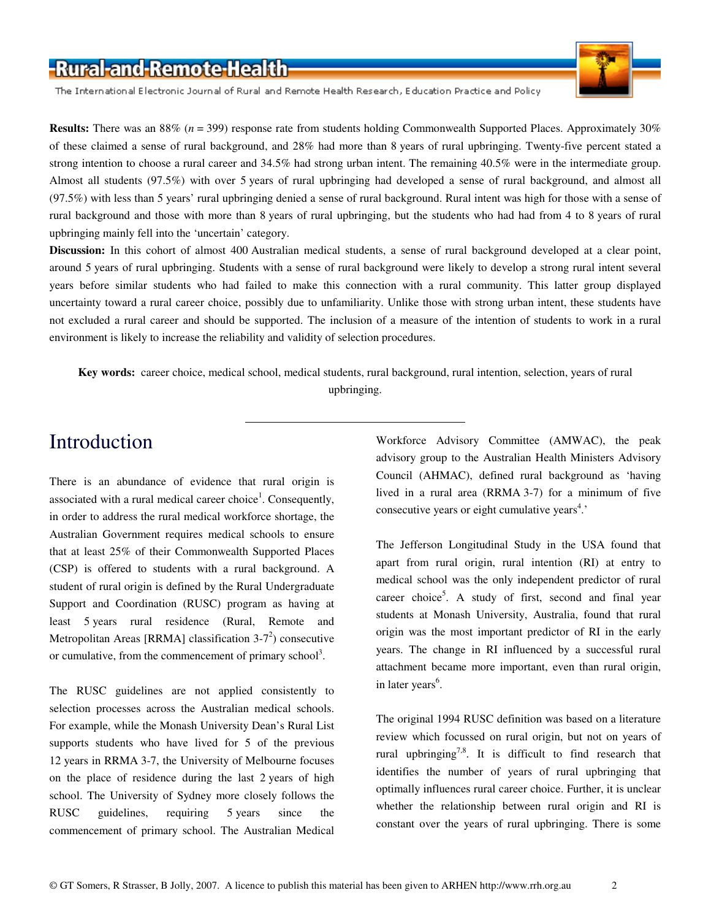**Results:** There was an 88% ($n$ = 399) response rate from students holding Commonwealth Supported Places. Approximately 30% of these claimed a sense of rural background, and 28% had more than 8 years of rural upbringing. Twenty-five percent stated a strong intention to choose a rural career and 34.5% had strong urban intent. The remaining 40.5% were in the intermediate group. Almost all students (97.5%) with over 5 years of rural upbringing had developed a sense of rural background, and almost all (97.5%) with less than 5 years' rural upbringing denied a sense of rural background. Rural intent was high for those with a sense of rural background and those with more than 8 years of rural upbringing, but the students who had had from 4 to 8 years of rural upbringing mainly fell into the 'uncertain' category.

**Discussion:** In this cohort of almost 400 Australian medical students, a sense of rural background developed at a clear point, around 5 years of rural upbringing. Students with a sense of rural background were likely to develop a strong rural intent several years before similar students who had failed to make this connection with a rural community. This latter group displayed uncertainty toward a rural career choice, possibly due to unfamiliarity. Unlike those with strong urban intent, these students have not excluded a rural career and should be supported. The inclusion of a measure of the intention of students to work in a rural environment is likely to increase the reliability and validity of selection procedures.

**Key words:** career choice, medical school, medical students, rural background, rural intention, selection, years of rural upbringing.

# Introduction

There is an abundance of evidence that rural origin is associated with a rural medical career choice[1]. Consequently, in order to address the rural medical workforce shortage, the Australian Government requires medical schools to ensure that at least 25% of their Commonwealth Supported Places (CSP) is offered to students with a rural background. A student of rural origin is defined by the Rural Undergraduate Support and Coordination (RUSC) program as having at least 5 years rural residence (Rural, Remote and Metropolitan Areas [RRMA] classification 3-7[2]) consecutive or cumulative, from the commencement of primary school[3].

The RUSC guidelines are not applied consistently to selection processes across the Australian medical schools. For example, while the Monash University Dean's Rural List supports students who have lived for 5 of the previous 12 years in RRMA 3-7, the University of Melbourne focuses on the place of residence during the last 2 years of high school. The University of Sydney more closely follows the RUSC guidelines, requiring 5 years since the commencement of primary school. The Australian Medical Workforce Advisory Committee (AMWAC), the peak advisory group to the Australian Health Ministers Advisory Council (AHMAC), defined rural background as 'having lived in a rural area (RRMA 3-7) for a minimum of five consecutive years or eight cumulative years[4].'

The Jefferson Longitudinal Study in the USA found that apart from rural origin, rural intention (RI) at entry to medical school was the only independent predictor of rural career choice[5]. A study of first, second and final year students at Monash University, Australia, found that rural origin was the most important predictor of RI in the early years. The change in RI influenced by a successful rural attachment became more important, even than rural origin, in later years[6].

The original 1994 RUSC definition was based on a literature review which focussed on rural origin, but not on years of rural upbringing[7,8]. It is difficult to find research that identifies the number of years of rural upbringing that optimally influences rural career choice. Further, it is unclear whether the relationship between rural origin and RI is constant over the years of rural upbringing. There is some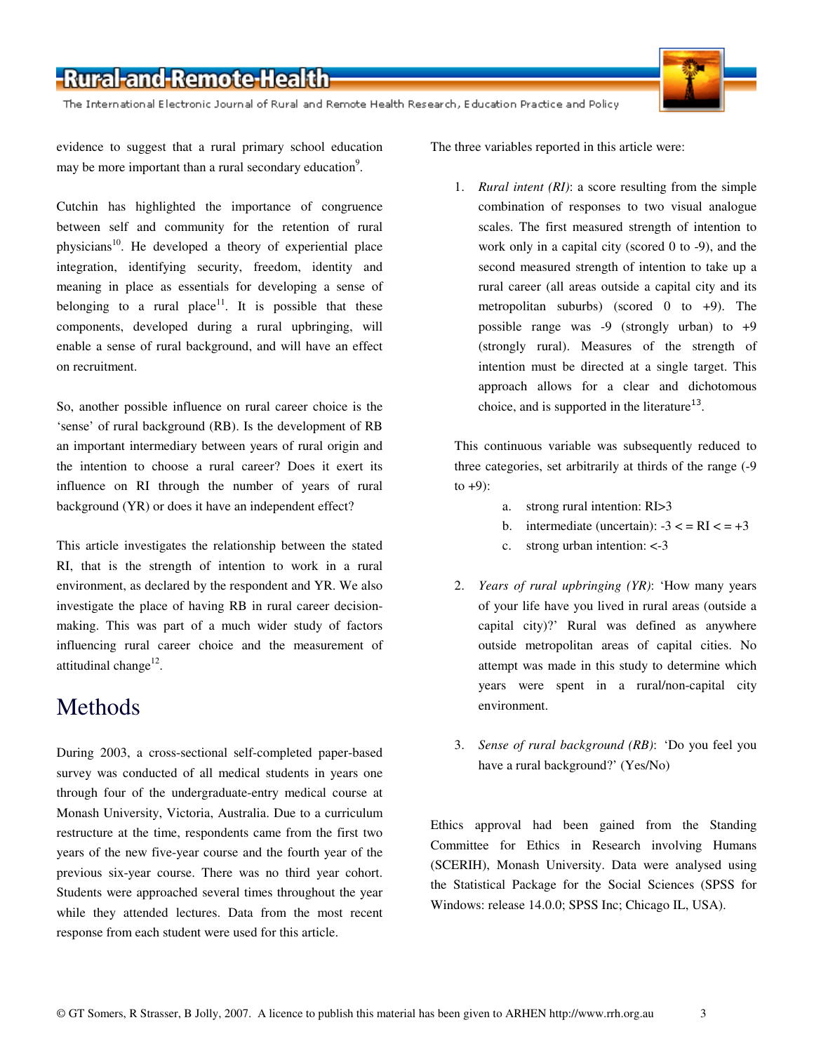evidence to suggest that a rural primary school education may be more important than a rural secondary education[9].

Cutchin has highlighted the importance of congruence between self and community for the retention of rural physicians[10]. He developed a theory of experiential place integration, identifying security, freedom, identity and meaning in place as essentials for developing a sense of belonging to a rural place[11]. It is possible that these components, developed during a rural upbringing, will enable a sense of rural background, and will have an effect on recruitment.

So, another possible influence on rural career choice is the 'sense' of rural background (RB). Is the development of RB an important intermediary between years of rural origin and the intention to choose a rural career? Does it exert its influence on RI through the number of years of rural background (YR) or does it have an independent effect?

This article investigates the relationship between the stated RI, that is the strength of intention to work in a rural environment, as declared by the respondent and YR. We also investigate the place of having RB in rural career decision-making. This was part of a much wider study of factors influencing rural career choice and the measurement of attitudinal change[12].

# Methods

During 2003, a cross-sectional self-completed paper-based survey was conducted of all medical students in years one through four of the undergraduate-entry medical course at Monash University, Victoria, Australia. Due to a curriculum restructure at the time, respondents came from the first two years of the new five-year course and the fourth year of the previous six-year course. There was no third year cohort. Students were approached several times throughout the year while they attended lectures. Data from the most recent response from each student were used for this article.

The three variables reported in this article were:

1. *Rural intent (RI)*: a score resulting from the simple combination of responses to two visual analogue scales. The first measured strength of intention to work only in a capital city (scored 0 to -9), and the second measured strength of intention to take up a rural career (all areas outside a capital city and its metropolitan suburbs) (scored 0 to +9). The possible range was -9 (strongly urban) to +9 (strongly rural). Measures of the strength of intention must be directed at a single target. This approach allows for a clear and dichotomous choice, and is supported in the literature[13].

   This continuous variable was subsequently reduced to three categories, set arbitrarily at thirds of the range (-9 to +9):

   a. strong rural intention: RI>3
   b. intermediate (uncertain): -3 < = RI < = +3
   c. strong urban intention: <-3

2. *Years of rural upbringing (YR)*: 'How many years of your life have you lived in rural areas (outside a capital city)?' Rural was defined as anywhere outside metropolitan areas of capital cities. No attempt was made in this study to determine which years were spent in a rural/non-capital city environment.

3. *Sense of rural background (RB)*: 'Do you feel you have a rural background?' (Yes/No)

Ethics approval had been gained from the Standing Committee for Ethics in Research involving Humans (SCERIH), Monash University. Data were analysed using the Statistical Package for the Social Sciences (SPSS for Windows: release 14.0.0; SPSS Inc; Chicago IL, USA).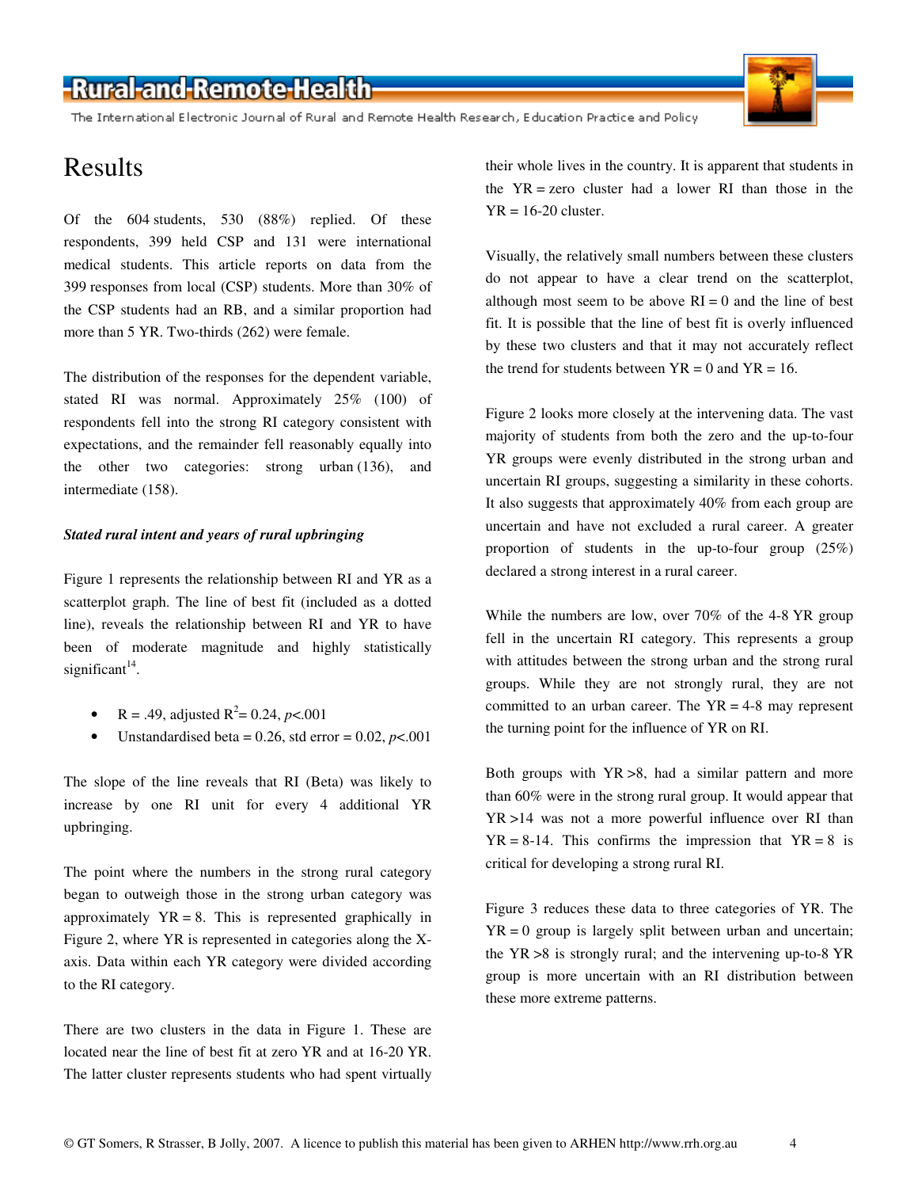# Results

Of the 604 students, 530 (88%) replied. Of these respondents, 399 held CSP and 131 were international medical students. This article reports on data from the 399 responses from local (CSP) students. More than 30% of the CSP students had an RB, and a similar proportion had more than 5 YR. Two-thirds (262) were female.

The distribution of the responses for the dependent variable, stated RI was normal. Approximately 25% (100) of respondents fell into the strong RI category consistent with expectations, and the remainder fell reasonably equally into the other two categories: strong urban (136), and intermediate (158).

### *Stated rural intent and years of rural upbringing*

Figure 1 represents the relationship between RI and YR as a scatterplot graph. The line of best fit (included as a dotted line), reveals the relationship between RI and YR to have been of moderate magnitude and highly statistically significant[14].

- R = .49, adjusted $R^2$= 0.24, $p$<.001
- Unstandardised beta = 0.26, std error = 0.02, $p$<.001

The slope of the line reveals that RI (Beta) was likely to increase by one RI unit for every 4 additional YR upbringing.

The point where the numbers in the strong rural category began to outweigh those in the strong urban category was approximately YR = 8. This is represented graphically in Figure 2, where YR is represented in categories along the X-axis. Data within each YR category were divided according to the RI category.

There are two clusters in the data in Figure 1. These are located near the line of best fit at zero YR and at 16-20 YR. The latter cluster represents students who had spent virtually their whole lives in the country. It is apparent that students in the YR = zero cluster had a lower RI than those in the YR = 16-20 cluster.

Visually, the relatively small numbers between these clusters do not appear to have a clear trend on the scatterplot, although most seem to be above RI = 0 and the line of best fit. It is possible that the line of best fit is overly influenced by these two clusters and that it may not accurately reflect the trend for students between YR = 0 and YR = 16.

Figure 2 looks more closely at the intervening data. The vast majority of students from both the zero and the up-to-four YR groups were evenly distributed in the strong urban and uncertain RI groups, suggesting a similarity in these cohorts. It also suggests that approximately 40% from each group are uncertain and have not excluded a rural career. A greater proportion of students in the up-to-four group (25%) declared a strong interest in a rural career.

While the numbers are low, over 70% of the 4-8 YR group fell in the uncertain RI category. This represents a group with attitudes between the strong urban and the strong rural groups. While they are not strongly rural, they are not committed to an urban career. The YR = 4-8 may represent the turning point for the influence of YR on RI.

Both groups with YR >8, had a similar pattern and more than 60% were in the strong rural group. It would appear that YR >14 was not a more powerful influence over RI than YR = 8-14. This confirms the impression that YR = 8 is critical for developing a strong rural RI.

Figure 3 reduces these data to three categories of YR. The YR = 0 group is largely split between urban and uncertain; the YR >8 is strongly rural; and the intervening up-to-8 YR group is more uncertain with an RI distribution between these more extreme patterns.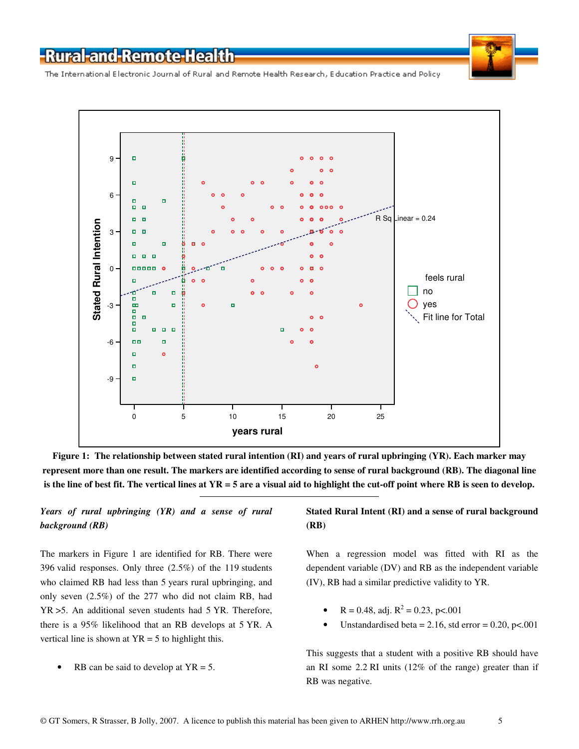**Figure 1: The relationship between stated rural intention (RI) and years of rural upbringing (YR). Each marker may represent more than one result. The markers are identified according to sense of rural background (RB). The diagonal line is the line of best fit. The vertical lines at YR = 5 are a visual aid to highlight the cut-off point where RB is seen to develop.**

### *Years of rural upbringing (YR) and a sense of rural background (RB)*

The markers in Figure 1 are identified for RB. There were 396 valid responses. Only three (2.5%) of the 119 students who claimed RB had less than 5 years rural upbringing, and only seven (2.5%) of the 277 who did not claim RB, had YR >5. An additional seven students had 5 YR. Therefore, there is a 95% likelihood that an RB develops at 5 YR. A vertical line is shown at YR = 5 to highlight this.

- RB can be said to develop at YR = 5.

### Stated Rural Intent (RI) and a sense of rural background (RB)

When a regression model was fitted with RI as the dependent variable (DV) and RB as the independent variable (IV), RB had a similar predictive validity to YR.

- R = 0.48, adj. $R^2 = 0.23$, $p<.001$
- Unstandardised beta = 2.16, std error = 0.20, $p<.001$

This suggests that a student with a positive RB should have an RI some 2.2 RI units (12% of the range) greater than if RB was negative.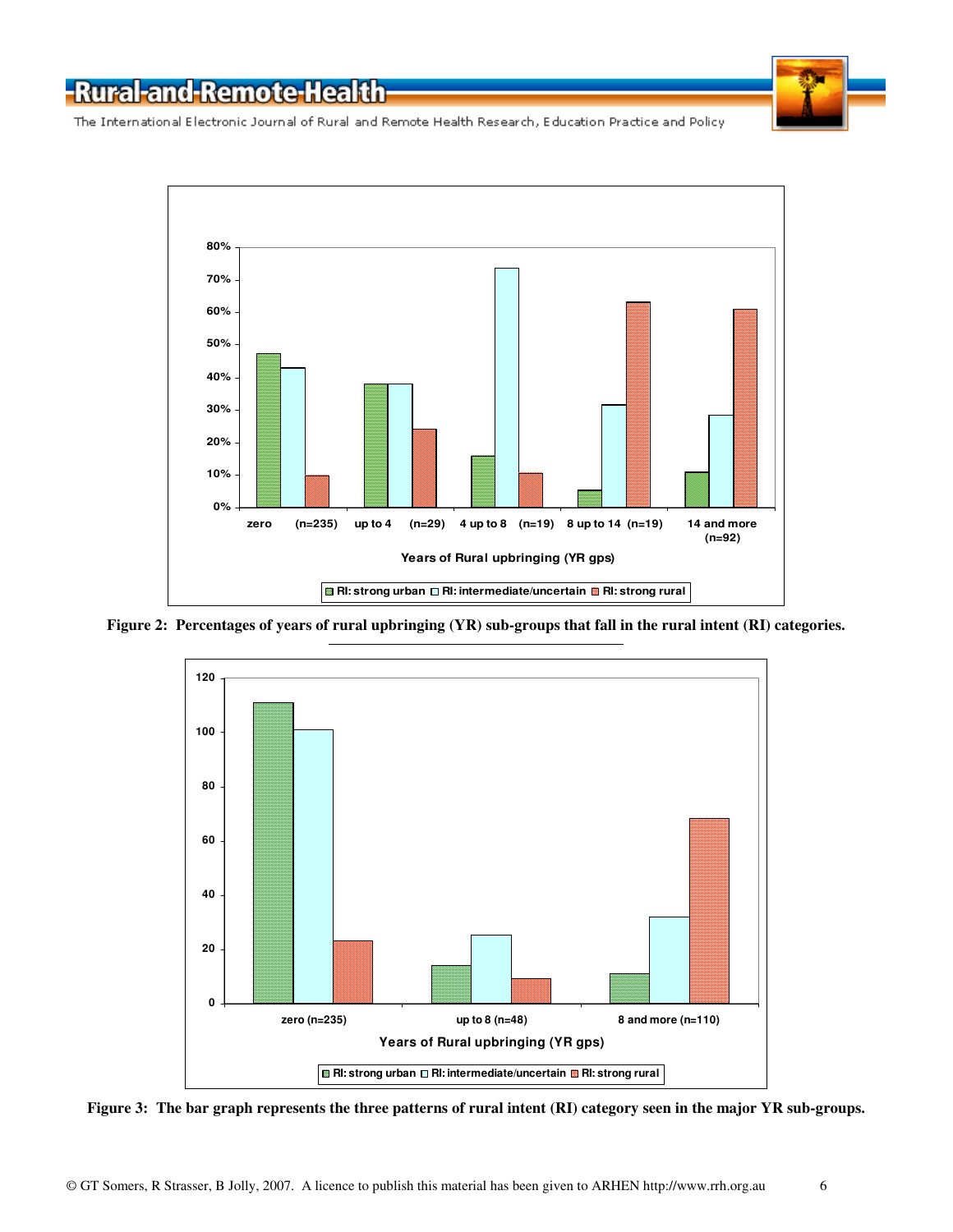**Figure 2: Percentages of years of rural upbringing (YR) sub-groups that fall in the rural intent (RI) categories.**

---

**Figure 3: The bar graph represents the three patterns of rural intent (RI) category seen in the major YR sub-groups.**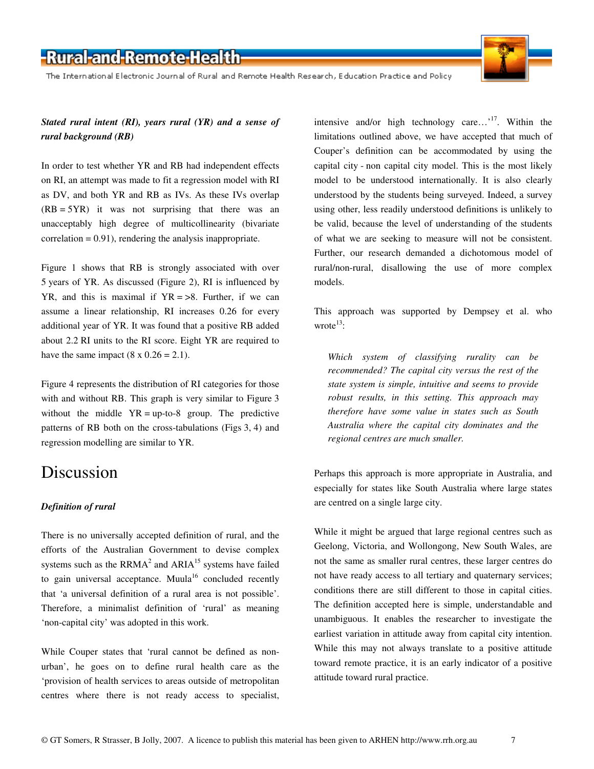***Stated rural intent (RI), years rural (YR) and a sense of rural background (RB)***

In order to test whether YR and RB had independent effects on RI, an attempt was made to fit a regression model with RI as DV, and both YR and RB as IVs. As these IVs overlap (RB = 5YR) it was not surprising that there was an unacceptably high degree of multicollinearity (bivariate correlation = 0.91), rendering the analysis inappropriate.

Figure 1 shows that RB is strongly associated with over 5 years of YR. As discussed (Figure 2), RI is influenced by YR, and this is maximal if YR = >8. Further, if we can assume a linear relationship, RI increases 0.26 for every additional year of YR. It was found that a positive RB added about 2.2 RI units to the RI score. Eight YR are required to have the same impact (8 x 0.26 = 2.1).

Figure 4 represents the distribution of RI categories for those with and without RB. This graph is very similar to Figure 3 without the middle YR = up-to-8 group. The predictive patterns of RB both on the cross-tabulations (Figs 3, 4) and regression modelling are similar to YR.

# Discussion

***Definition of rural***

There is no universally accepted definition of rural, and the efforts of the Australian Government to devise complex systems such as the RRMA[2] and ARIA[15] systems have failed to gain universal acceptance. Muula[16] concluded recently that 'a universal definition of a rural area is not possible'. Therefore, a minimalist definition of 'rural' as meaning 'non-capital city' was adopted in this work.

While Couper states that 'rural cannot be defined as non-urban', he goes on to define rural health care as the 'provision of health services to areas outside of metropolitan centres where there is not ready access to specialist, intensive and/or high technology care…'[17]. Within the limitations outlined above, we have accepted that much of Couper's definition can be accommodated by using the capital city - non capital city model. This is the most likely model to be understood internationally. It is also clearly understood by the students being surveyed. Indeed, a survey using other, less readily understood definitions is unlikely to be valid, because the level of understanding of the students of what we are seeking to measure will not be consistent. Further, our research demanded a dichotomous model of rural/non-rural, disallowing the use of more complex models.

This approach was supported by Dempsey et al. who wrote[13]:

> *Which system of classifying rurality can be recommended? The capital city versus the rest of the state system is simple, intuitive and seems to provide robust results, in this setting. This approach may therefore have some value in states such as South Australia where the capital city dominates and the regional centres are much smaller.*

Perhaps this approach is more appropriate in Australia, and especially for states like South Australia where large states are centred on a single large city.

While it might be argued that large regional centres such as Geelong, Victoria, and Wollongong, New South Wales, are not the same as smaller rural centres, these larger centres do not have ready access to all tertiary and quaternary services; conditions there are still different to those in capital cities. The definition accepted here is simple, understandable and unambiguous. It enables the researcher to investigate the earliest variation in attitude away from capital city intention. While this may not always translate to a positive attitude toward remote practice, it is an early indicator of a positive attitude toward rural practice.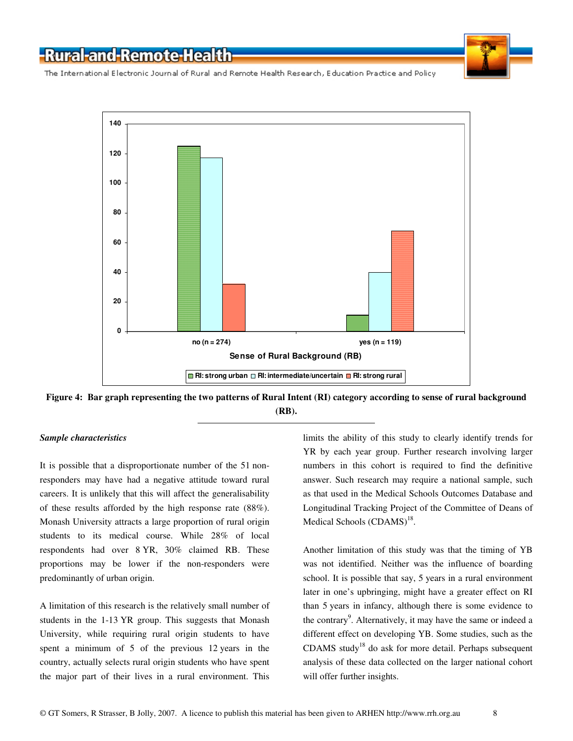**Figure 4: Bar graph representing the two patterns of Rural Intent (RI) category according to sense of rural background (RB).**

---

### *Sample characteristics*

It is possible that a disproportionate number of the 51 non-responders may have had a negative attitude toward rural careers. It is unlikely that this will affect the generalisability of these results afforded by the high response rate (88%). Monash University attracts a large proportion of rural origin students to its medical course. While 28% of local respondents had over 8 YR, 30% claimed RB. These proportions may be lower if the non-responders were predominantly of urban origin.

A limitation of this research is the relatively small number of students in the 1-13 YR group. This suggests that Monash University, while requiring rural origin students to have spent a minimum of 5 of the previous 12 years in the country, actually selects rural origin students who have spent the major part of their lives in a rural environment. This limits the ability of this study to clearly identify trends for YR by each year group. Further research involving larger numbers in this cohort is required to find the definitive answer. Such research may require a national sample, such as that used in the Medical Schools Outcomes Database and Longitudinal Tracking Project of the Committee of Deans of Medical Schools (CDAMS)[18].

Another limitation of this study was that the timing of YB was not identified. Neither was the influence of boarding school. It is possible that say, 5 years in a rural environment later in one's upbringing, might have a greater effect on RI than 5 years in infancy, although there is some evidence to the contrary[9]. Alternatively, it may have the same or indeed a different effect on developing YB. Some studies, such as the CDAMS study[18] do ask for more detail. Perhaps subsequent analysis of these data collected on the larger national cohort will offer further insights.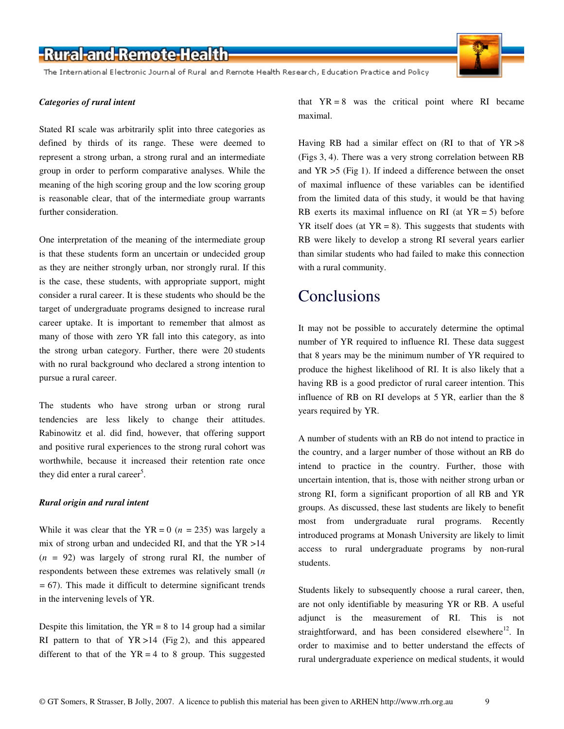***Categories of rural intent***

Stated RI scale was arbitrarily split into three categories as defined by thirds of its range. These were deemed to represent a strong urban, a strong rural and an intermediate group in order to perform comparative analyses. While the meaning of the high scoring group and the low scoring group is reasonable clear, that of the intermediate group warrants further consideration.

One interpretation of the meaning of the intermediate group is that these students form an uncertain or undecided group as they are neither strongly urban, nor strongly rural. If this is the case, these students, with appropriate support, might consider a rural career. It is these students who should be the target of undergraduate programs designed to increase rural career uptake. It is important to remember that almost as many of those with zero YR fall into this category, as into the strong urban category. Further, there were 20 students with no rural background who declared a strong intention to pursue a rural career.

The students who have strong urban or strong rural tendencies are less likely to change their attitudes. Rabinowitz et al. did find, however, that offering support and positive rural experiences to the strong rural cohort was worthwhile, because it increased their retention rate once they did enter a rural career[5].

***Rural origin and rural intent***

While it was clear that the YR = 0 ($n$ = 235) was largely a mix of strong urban and undecided RI, and that the YR >14 ($n$ = 92) was largely of strong rural RI, the number of respondents between these extremes was relatively small ($n$ = 67). This made it difficult to determine significant trends in the intervening levels of YR.

Despite this limitation, the YR = 8 to 14 group had a similar RI pattern to that of YR >14 (Fig 2), and this appeared different to that of the YR = 4 to 8 group. This suggested that YR = 8 was the critical point where RI became maximal.

Having RB had a similar effect on (RI to that of YR >8 (Figs 3, 4). There was a very strong correlation between RB and YR >5 (Fig 1). If indeed a difference between the onset of maximal influence of these variables can be identified from the limited data of this study, it would be that having RB exerts its maximal influence on RI (at YR = 5) before YR itself does (at YR = 8). This suggests that students with RB were likely to develop a strong RI several years earlier than similar students who had failed to make this connection with a rural community.

## Conclusions

It may not be possible to accurately determine the optimal number of YR required to influence RI. These data suggest that 8 years may be the minimum number of YR required to produce the highest likelihood of RI. It is also likely that a having RB is a good predictor of rural career intention. This influence of RB on RI develops at 5 YR, earlier than the 8 years required by YR.

A number of students with an RB do not intend to practice in the country, and a larger number of those without an RB do intend to practice in the country. Further, those with uncertain intention, that is, those with neither strong urban or strong RI, form a significant proportion of all RB and YR groups. As discussed, these last students are likely to benefit most from undergraduate rural programs. Recently introduced programs at Monash University are likely to limit access to rural undergraduate programs by non-rural students.

Students likely to subsequently choose a rural career, then, are not only identifiable by measuring YR or RB. A useful adjunct is the measurement of RI. This is not straightforward, and has been considered elsewhere[12]. In order to maximise and to better understand the effects of rural undergraduate experience on medical students, it would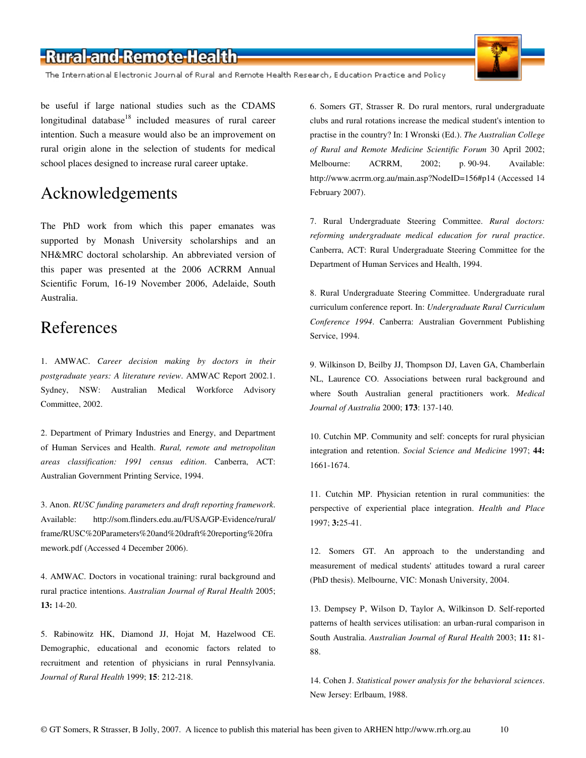be useful if large national studies such as the CDAMS longitudinal database[18] included measures of rural career intention. Such a measure would also be an improvement on rural origin alone in the selection of students for medical school places designed to increase rural career uptake.

## Acknowledgements

The PhD work from which this paper emanates was supported by Monash University scholarships and an NH&MRC doctoral scholarship. An abbreviated version of this paper was presented at the 2006 ACRRM Annual Scientific Forum, 16-19 November 2006, Adelaide, South Australia.

## References

1. AMWAC. *Career decision making by doctors in their postgraduate years: A literature review*. AMWAC Report 2002.1. Sydney, NSW: Australian Medical Workforce Advisory Committee, 2002.

2. Department of Primary Industries and Energy, and Department of Human Services and Health. *Rural, remote and metropolitan areas classification: 1991 census edition*. Canberra, ACT: Australian Government Printing Service, 1994.

3. Anon. *RUSC funding parameters and draft reporting framework*. Available: http://som.flinders.edu.au/FUSA/GP-Evidence/rural/frame/RUSC%20Parameters%20and%20draft%20reporting%20framework.pdf (Accessed 4 December 2006).

4. AMWAC. Doctors in vocational training: rural background and rural practice intentions. *Australian Journal of Rural Health* 2005; **13:** 14-20.

5. Rabinowitz HK, Diamond JJ, Hojat M, Hazelwood CE. Demographic, educational and economic factors related to recruitment and retention of physicians in rural Pennsylvania. *Journal of Rural Health* 1999; **15**: 212-218.

6. Somers GT, Strasser R. Do rural mentors, rural undergraduate clubs and rural rotations increase the medical student's intention to practise in the country? In: I Wronski (Ed.). *The Australian College of Rural and Remote Medicine Scientific Forum* 30 April 2002; Melbourne: ACRRM, 2002; p. 90-94. Available: http://www.acrrm.org.au/main.asp?NodeID=156#p14 (Accessed 14 February 2007).

7. Rural Undergraduate Steering Committee. *Rural doctors: reforming undergraduate medical education for rural practice*. Canberra, ACT: Rural Undergraduate Steering Committee for the Department of Human Services and Health, 1994.

8. Rural Undergraduate Steering Committee. Undergraduate rural curriculum conference report. In: *Undergraduate Rural Curriculum Conference 1994*. Canberra: Australian Government Publishing Service, 1994.

9. Wilkinson D, Beilby JJ, Thompson DJ, Laven GA, Chamberlain NL, Laurence CO. Associations between rural background and where South Australian general practitioners work. *Medical Journal of Australia* 2000; **173**: 137-140.

10. Cutchin MP. Community and self: concepts for rural physician integration and retention. *Social Science and Medicine* 1997; **44:** 1661-1674.

11. Cutchin MP. Physician retention in rural communities: the perspective of experiential place integration. *Health and Place* 1997; **3:**25-41.

12. Somers GT. An approach to the understanding and measurement of medical students' attitudes toward a rural career (PhD thesis). Melbourne, VIC: Monash University, 2004.

13. Dempsey P, Wilson D, Taylor A, Wilkinson D. Self-reported patterns of health services utilisation: an urban-rural comparison in South Australia. *Australian Journal of Rural Health* 2003; **11:** 81-88.

14. Cohen J. *Statistical power analysis for the behavioral sciences*. New Jersey: Erlbaum, 1988.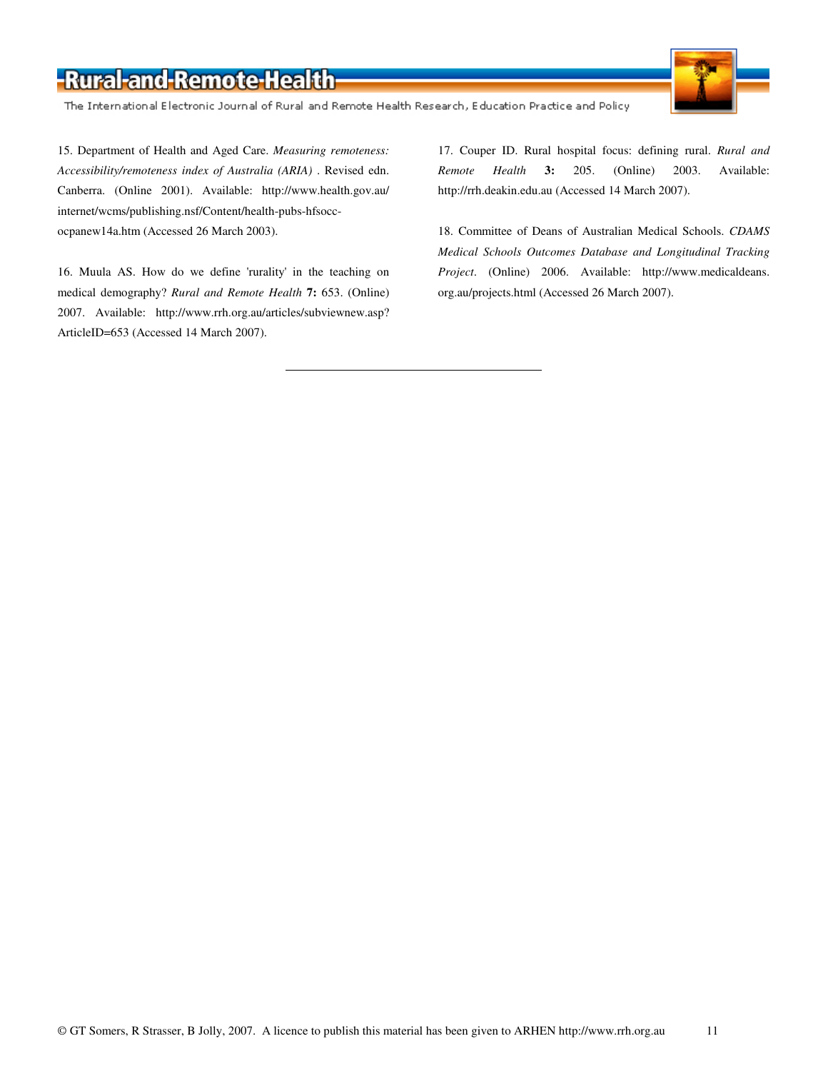15. Department of Health and Aged Care. *Measuring remoteness: Accessibility/remoteness index of Australia (ARIA)* . Revised edn. Canberra. (Online 2001). Available: http://www.health.gov.au/internet/wcms/publishing.nsf/Content/health-pubs-hfsocc-ocpanew14a.htm (Accessed 26 March 2003).

16. Muula AS. How do we define 'rurality' in the teaching on medical demography? *Rural and Remote Health* **7:** 653. (Online) 2007. Available: http://www.rrh.org.au/articles/subviewnew.asp?ArticleID=653 (Accessed 14 March 2007).

17. Couper ID. Rural hospital focus: defining rural. *Rural and Remote Health* **3:** 205. (Online) 2003. Available: http://rrh.deakin.edu.au (Accessed 14 March 2007).

18. Committee of Deans of Australian Medical Schools. *CDAMS Medical Schools Outcomes Database and Longitudinal Tracking Project*. (Online) 2006. Available: http://www.medicaldeans.org.au/projects.html (Accessed 26 March 2007).

---

© GT Somers, R Strasser, B Jolly, 2007. A licence to publish this material has been given to ARHEN http://www.rrh.org.au